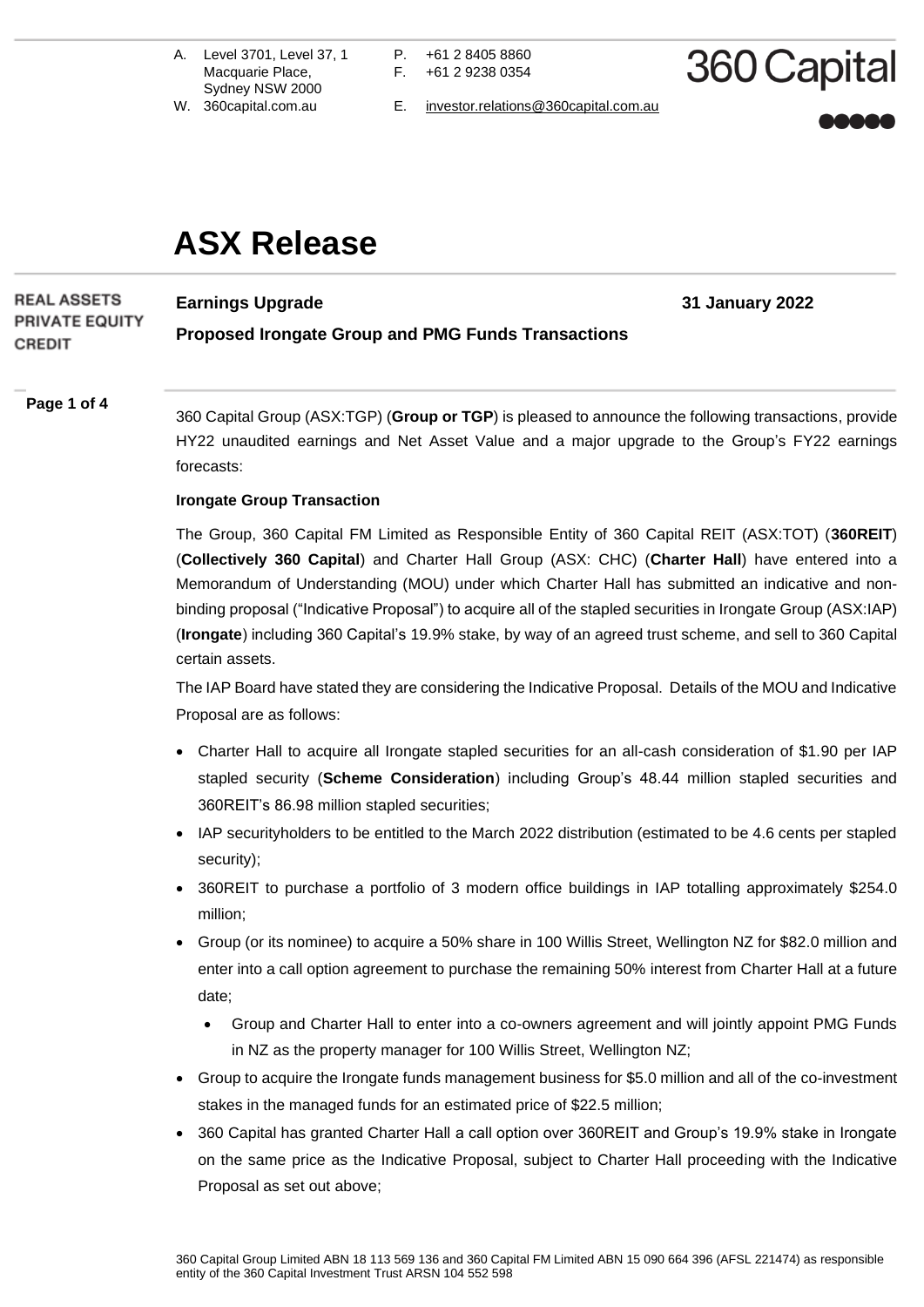A. Level 3701, Level 37, 1 Macquarie Place, Sydney NSW 2000
W. 360capital.com.au
P. +61 2 8405 8860
F. +61 2 9238 0354
E. investor.relations@360capital.com.au

360 Capital

# ASX Release

REAL ASSETS
PRIVATE EQUITY
CREDIT

**Earnings Upgrade** **31 January 2022**

**Proposed Irongate Group and PMG Funds Transactions**

360 Capital Group (ASX:TGP) (**Group or TGP**) is pleased to announce the following transactions, provide HY22 unaudited earnings and Net Asset Value and a major upgrade to the Group's FY22 earnings forecasts:

**Irongate Group Transaction**

The Group, 360 Capital FM Limited as Responsible Entity of 360 Capital REIT (ASX:TOT) (**360REIT**) (**Collectively 360 Capital**) and Charter Hall Group (ASX: CHC) (**Charter Hall**) have entered into a Memorandum of Understanding (MOU) under which Charter Hall has submitted an indicative and non-binding proposal ("Indicative Proposal") to acquire all of the stapled securities in Irongate Group (ASX:IAP) (**Irongate**) including 360 Capital's 19.9% stake, by way of an agreed trust scheme, and sell to 360 Capital certain assets.

The IAP Board have stated they are considering the Indicative Proposal. Details of the MOU and Indicative Proposal are as follows:

- Charter Hall to acquire all Irongate stapled securities for an all-cash consideration of $1.90 per IAP stapled security (**Scheme Consideration**) including Group's 48.44 million stapled securities and 360REIT's 86.98 million stapled securities;
- IAP securityholders to be entitled to the March 2022 distribution (estimated to be 4.6 cents per stapled security);
- 360REIT to purchase a portfolio of 3 modern office buildings in IAP totalling approximately $254.0 million;
- Group (or its nominee) to acquire a 50% share in 100 Willis Street, Wellington NZ for $82.0 million and enter into a call option agreement to purchase the remaining 50% interest from Charter Hall at a future date;
  - Group and Charter Hall to enter into a co-owners agreement and will jointly appoint PMG Funds in NZ as the property manager for 100 Willis Street, Wellington NZ;
- Group to acquire the Irongate funds management business for $5.0 million and all of the co-investment stakes in the managed funds for an estimated price of $22.5 million;
- 360 Capital has granted Charter Hall a call option over 360REIT and Group's 19.9% stake in Irongate on the same price as the Indicative Proposal, subject to Charter Hall proceeding with the Indicative Proposal as set out above;

360 Capital Group Limited ABN 18 113 569 136 and 360 Capital FM Limited ABN 15 090 664 396 (AFSL 221474) as responsible entity of the 360 Capital Investment Trust ARSN 104 552 598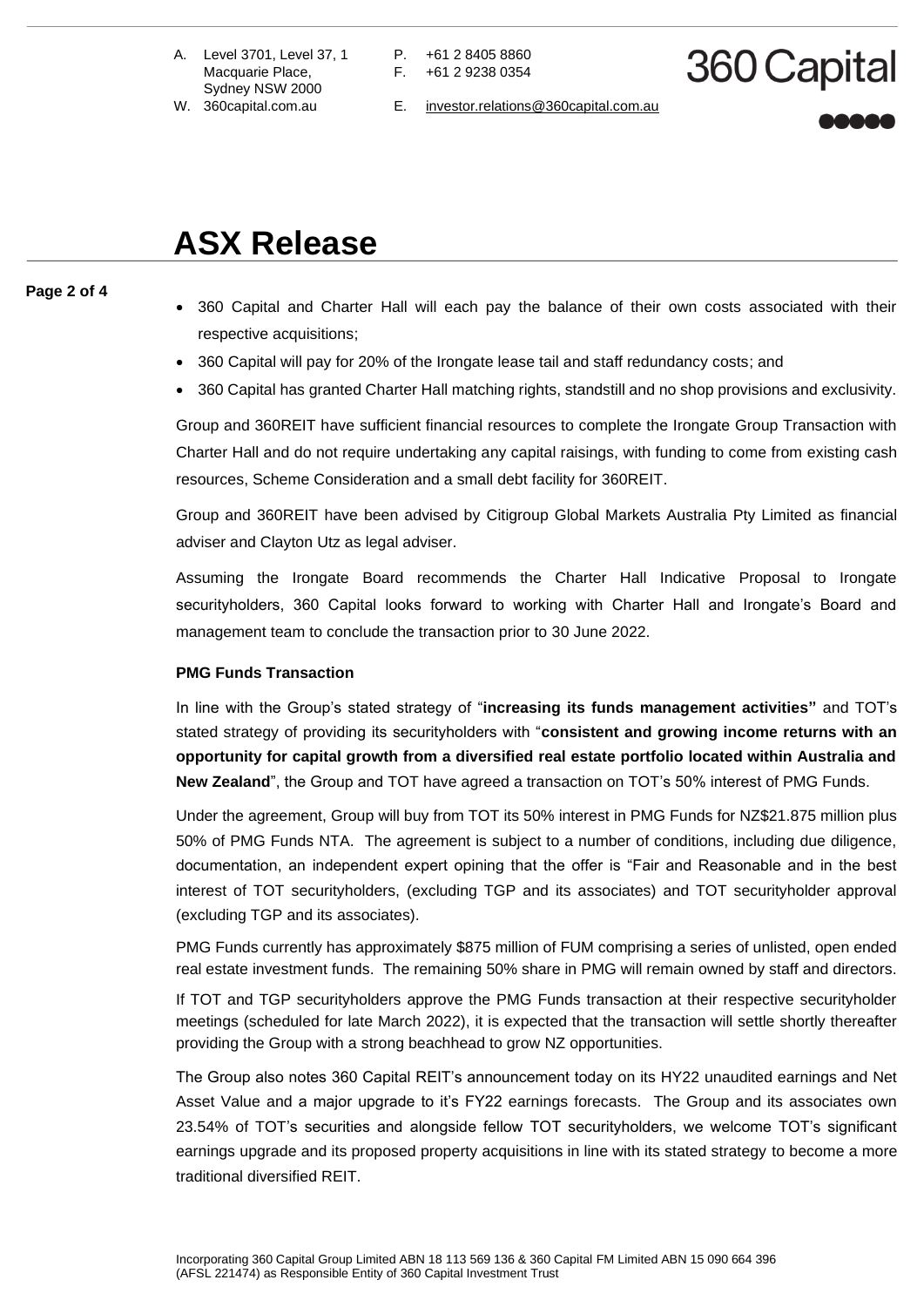- 360 Capital and Charter Hall will each pay the balance of their own costs associated with their respective acquisitions;
- 360 Capital will pay for 20% of the Irongate lease tail and staff redundancy costs; and
- 360 Capital has granted Charter Hall matching rights, standstill and no shop provisions and exclusivity.

Group and 360REIT have sufficient financial resources to complete the Irongate Group Transaction with Charter Hall and do not require undertaking any capital raisings, with funding to come from existing cash resources, Scheme Consideration and a small debt facility for 360REIT.

Group and 360REIT have been advised by Citigroup Global Markets Australia Pty Limited as financial adviser and Clayton Utz as legal adviser.

Assuming the Irongate Board recommends the Charter Hall Indicative Proposal to Irongate securityholders, 360 Capital looks forward to working with Charter Hall and Irongate's Board and management team to conclude the transaction prior to 30 June 2022.

**PMG Funds Transaction**

In line with the Group's stated strategy of "**increasing its funds management activities"** and TOT's stated strategy of providing its securityholders with "**consistent and growing income returns with an opportunity for capital growth from a diversified real estate portfolio located within Australia and New Zealand**", the Group and TOT have agreed a transaction on TOT's 50% interest of PMG Funds.

Under the agreement, Group will buy from TOT its 50% interest in PMG Funds for NZ$21.875 million plus 50% of PMG Funds NTA. The agreement is subject to a number of conditions, including due diligence, documentation, an independent expert opining that the offer is "Fair and Reasonable and in the best interest of TOT securityholders, (excluding TGP and its associates) and TOT securityholder approval (excluding TGP and its associates).

PMG Funds currently has approximately $875 million of FUM comprising a series of unlisted, open ended real estate investment funds. The remaining 50% share in PMG will remain owned by staff and directors.

If TOT and TGP securityholders approve the PMG Funds transaction at their respective securityholder meetings (scheduled for late March 2022), it is expected that the transaction will settle shortly thereafter providing the Group with a strong beachhead to grow NZ opportunities.

The Group also notes 360 Capital REIT's announcement today on its HY22 unaudited earnings and Net Asset Value and a major upgrade to it's FY22 earnings forecasts. The Group and its associates own 23.54% of TOT's securities and alongside fellow TOT securityholders, we welcome TOT's significant earnings upgrade and its proposed property acquisitions in line with its stated strategy to become a more traditional diversified REIT.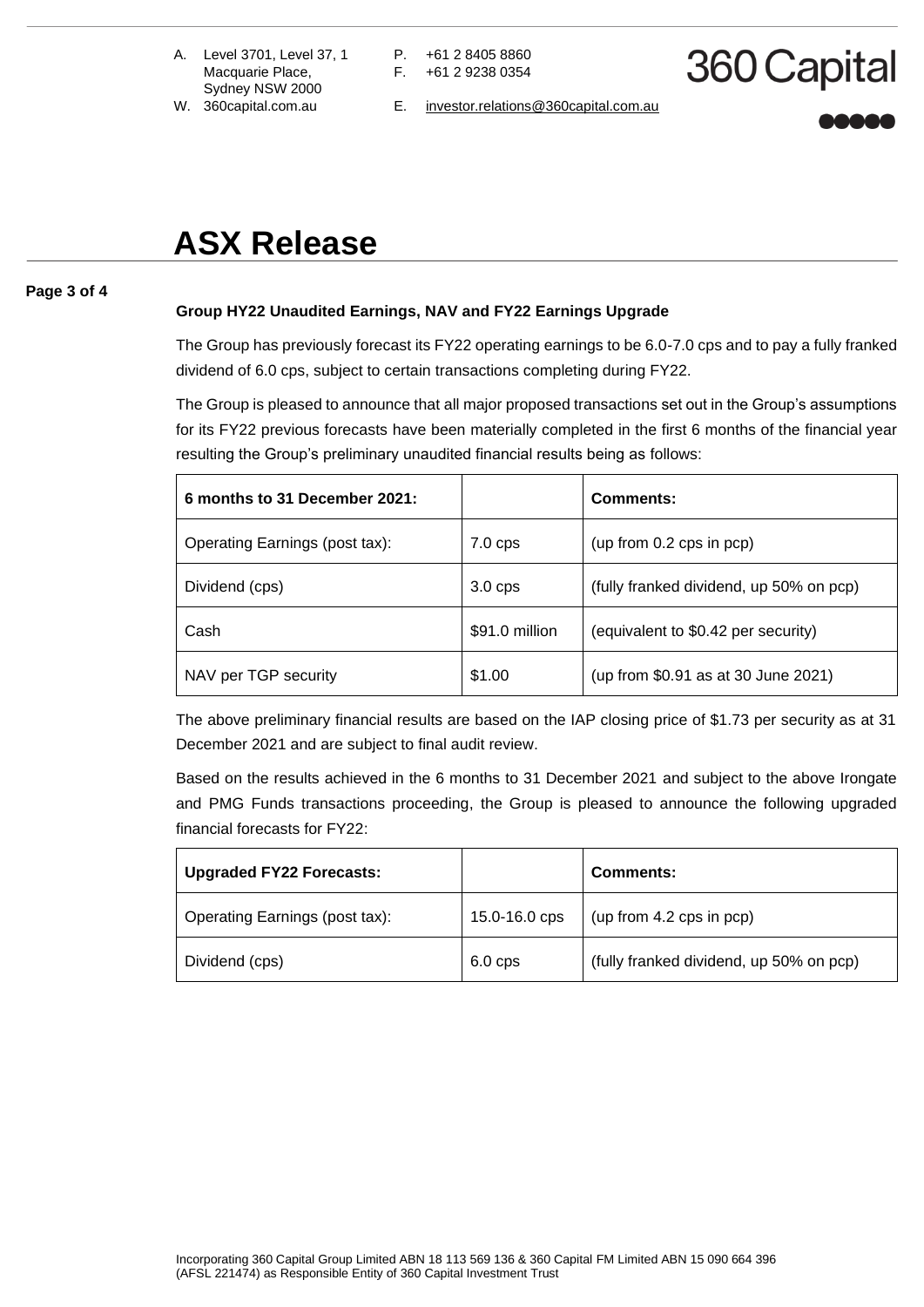# ASX Release

### Group HY22 Unaudited Earnings, NAV and FY22 Earnings Upgrade

The Group has previously forecast its FY22 operating earnings to be 6.0-7.0 cps and to pay a fully franked dividend of 6.0 cps, subject to certain transactions completing during FY22.

The Group is pleased to announce that all major proposed transactions set out in the Group's assumptions for its FY22 previous forecasts have been materially completed in the first 6 months of the financial year resulting the Group's preliminary unaudited financial results being as follows:

| 6 months to 31 December 2021: | | Comments: |
|---|---|---|
| Operating Earnings (post tax): | 7.0 cps | (up from 0.2 cps in pcp) |
| Dividend (cps) | 3.0 cps | (fully franked dividend, up 50% on pcp) |
| Cash | $91.0 million | (equivalent to $0.42 per security) |
| NAV per TGP security | $1.00 | (up from $0.91 as at 30 June 2021) |

The above preliminary financial results are based on the IAP closing price of $1.73 per security as at 31 December 2021 and are subject to final audit review.

Based on the results achieved in the 6 months to 31 December 2021 and subject to the above Irongate and PMG Funds transactions proceeding, the Group is pleased to announce the following upgraded financial forecasts for FY22:

| Upgraded FY22 Forecasts: | | Comments: |
|---|---|---|
| Operating Earnings (post tax): | 15.0-16.0 cps | (up from 4.2 cps in pcp) |
| Dividend (cps) | 6.0 cps | (fully franked dividend, up 50% on pcp) |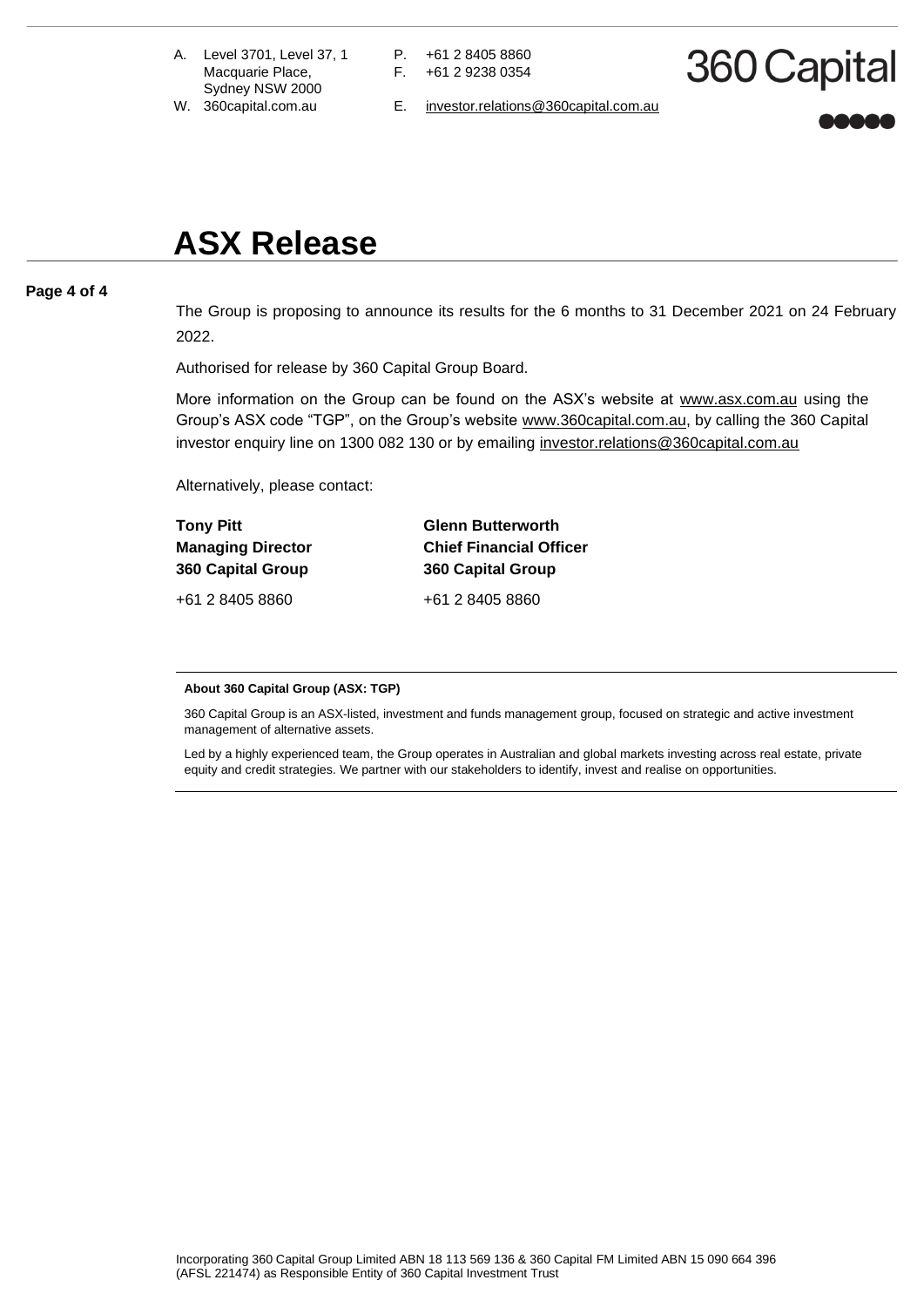A. Level 3701, Level 37, 1 Macquarie Place, Sydney NSW 2000
W. 360capital.com.au
P. +61 2 8405 8860
F. +61 2 9238 0354
E. investor.relations@360capital.com.au

360 Capital

# ASX Release

The Group is proposing to announce its results for the 6 months to 31 December 2021 on 24 February 2022.

Authorised for release by 360 Capital Group Board.

More information on the Group can be found on the ASX's website at www.asx.com.au using the Group's ASX code "TGP", on the Group's website www.360capital.com.au, by calling the 360 Capital investor enquiry line on 1300 082 130 or by emailing investor.relations@360capital.com.au

Alternatively, please contact:

**Tony Pitt**
**Managing Director**
**360 Capital Group**
+61 2 8405 8860

**Glenn Butterworth**
**Chief Financial Officer**
**360 Capital Group**
+61 2 8405 8860

**About 360 Capital Group (ASX: TGP)**

360 Capital Group is an ASX-listed, investment and funds management group, focused on strategic and active investment management of alternative assets.

Led by a highly experienced team, the Group operates in Australian and global markets investing across real estate, private equity and credit strategies. We partner with our stakeholders to identify, invest and realise on opportunities.

Incorporating 360 Capital Group Limited ABN 18 113 569 136 & 360 Capital FM Limited ABN 15 090 664 396 (AFSL 221474) as Responsible Entity of 360 Capital Investment Trust